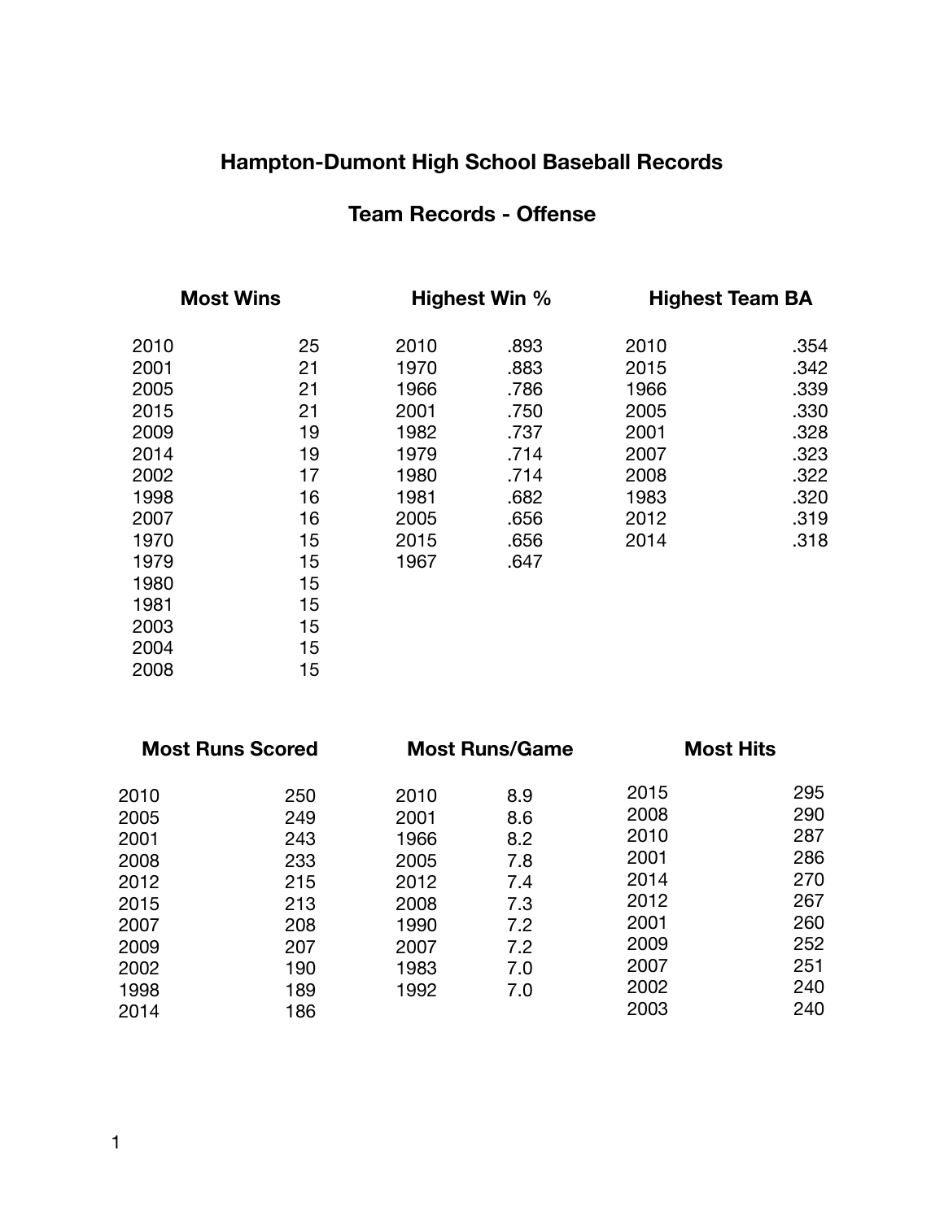# Hampton-Dumont High School Baseball Records

## Team Records - Offense

### Most Wins

| Year | Wins |
|---|---|
| 2010 | 25 |
| 2001 | 21 |
| 2005 | 21 |
| 2015 | 21 |
| 2009 | 19 |
| 2014 | 19 |
| 2002 | 17 |
| 1998 | 16 |
| 2007 | 16 |
| 1970 | 15 |
| 1979 | 15 |
| 1980 | 15 |
| 1981 | 15 |
| 2003 | 15 |
| 2004 | 15 |
| 2008 | 15 |

### Highest Win %

| Year | Win % |
|---|---|
| 2010 | .893 |
| 1970 | .883 |
| 1966 | .786 |
| 2001 | .750 |
| 1982 | .737 |
| 1979 | .714 |
| 1980 | .714 |
| 1981 | .682 |
| 2005 | .656 |
| 2015 | .656 |
| 1967 | .647 |

### Highest Team BA

| Year | BA |
|---|---|
| 2010 | .354 |
| 2015 | .342 |
| 1966 | .339 |
| 2005 | .330 |
| 2001 | .328 |
| 2007 | .323 |
| 2008 | .322 |
| 1983 | .320 |
| 2012 | .319 |
| 2014 | .318 |

### Most Runs Scored

| Year | Runs |
|---|---|
| 2010 | 250 |
| 2005 | 249 |
| 2001 | 243 |
| 2008 | 233 |
| 2012 | 215 |
| 2015 | 213 |
| 2007 | 208 |
| 2009 | 207 |
| 2002 | 190 |
| 1998 | 189 |
| 2014 | 186 |

### Most Runs/Game

| Year | Runs/Game |
|---|---|
| 2010 | 8.9 |
| 2001 | 8.6 |
| 1966 | 8.2 |
| 2005 | 7.8 |
| 2012 | 7.4 |
| 2008 | 7.3 |
| 1990 | 7.2 |
| 2007 | 7.2 |
| 1983 | 7.0 |
| 1992 | 7.0 |

### Most Hits

| Year | Hits |
|---|---|
| 2015 | 295 |
| 2008 | 290 |
| 2010 | 287 |
| 2001 | 286 |
| 2014 | 270 |
| 2012 | 267 |
| 2001 | 260 |
| 2009 | 252 |
| 2007 | 251 |
| 2002 | 240 |
| 2003 | 240 |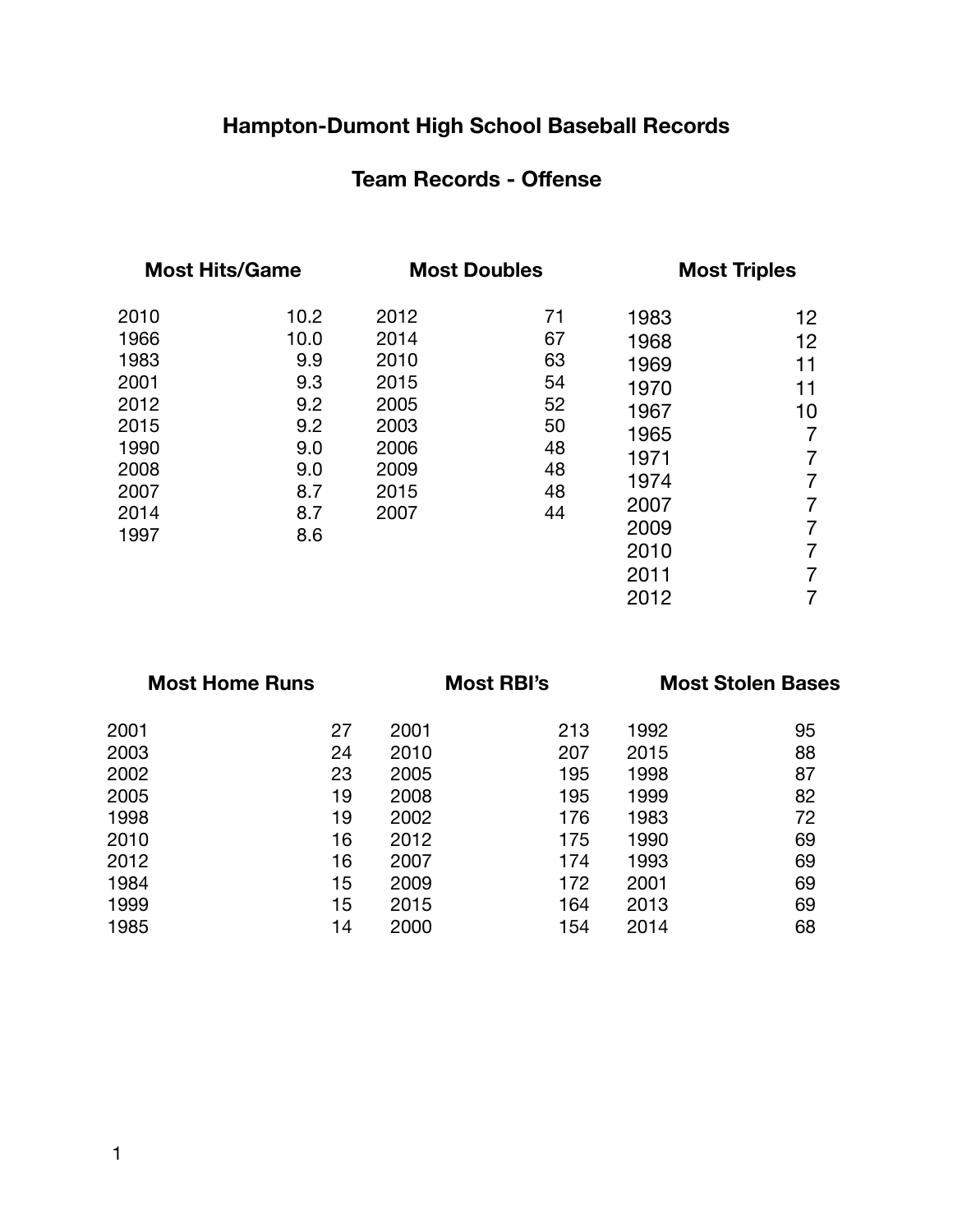# Hampton-Dumont High School Baseball Records

## Team Records - Offense

### Most Hits/Game

| Year | Hits/Game |
|---|---|
| 2010 | 10.2 |
| 1966 | 10.0 |
| 1983 | 9.9 |
| 2001 | 9.3 |
| 2012 | 9.2 |
| 2015 | 9.2 |
| 1990 | 9.0 |
| 2008 | 9.0 |
| 2007 | 8.7 |
| 2014 | 8.7 |
| 1997 | 8.6 |

### Most Doubles

| Year | Doubles |
|---|---|
| 2012 | 71 |
| 2014 | 67 |
| 2010 | 63 |
| 2015 | 54 |
| 2005 | 52 |
| 2003 | 50 |
| 2006 | 48 |
| 2009 | 48 |
| 2015 | 48 |
| 2007 | 44 |

### Most Triples

| Year | Triples |
|---|---|
| 1983 | 12 |
| 1968 | 12 |
| 1969 | 11 |
| 1970 | 11 |
| 1967 | 10 |
| 1965 | 7 |
| 1971 | 7 |
| 1974 | 7 |
| 2007 | 7 |
| 2009 | 7 |
| 2010 | 7 |
| 2011 | 7 |
| 2012 | 7 |

### Most Home Runs

| Year | Home Runs |
|---|---|
| 2001 | 27 |
| 2003 | 24 |
| 2002 | 23 |
| 2005 | 19 |
| 1998 | 19 |
| 2010 | 16 |
| 2012 | 16 |
| 1984 | 15 |
| 1999 | 15 |
| 1985 | 14 |

### Most RBI's

| Year | RBI's |
|---|---|
| 2001 | 213 |
| 2010 | 207 |
| 2005 | 195 |
| 2008 | 195 |
| 2002 | 176 |
| 2012 | 175 |
| 2007 | 174 |
| 2009 | 172 |
| 2015 | 164 |
| 2000 | 154 |

### Most Stolen Bases

| Year | Stolen Bases |
|---|---|
| 1992 | 95 |
| 2015 | 88 |
| 1998 | 87 |
| 1999 | 82 |
| 1983 | 72 |
| 1990 | 69 |
| 1993 | 69 |
| 2001 | 69 |
| 2013 | 69 |
| 2014 | 68 |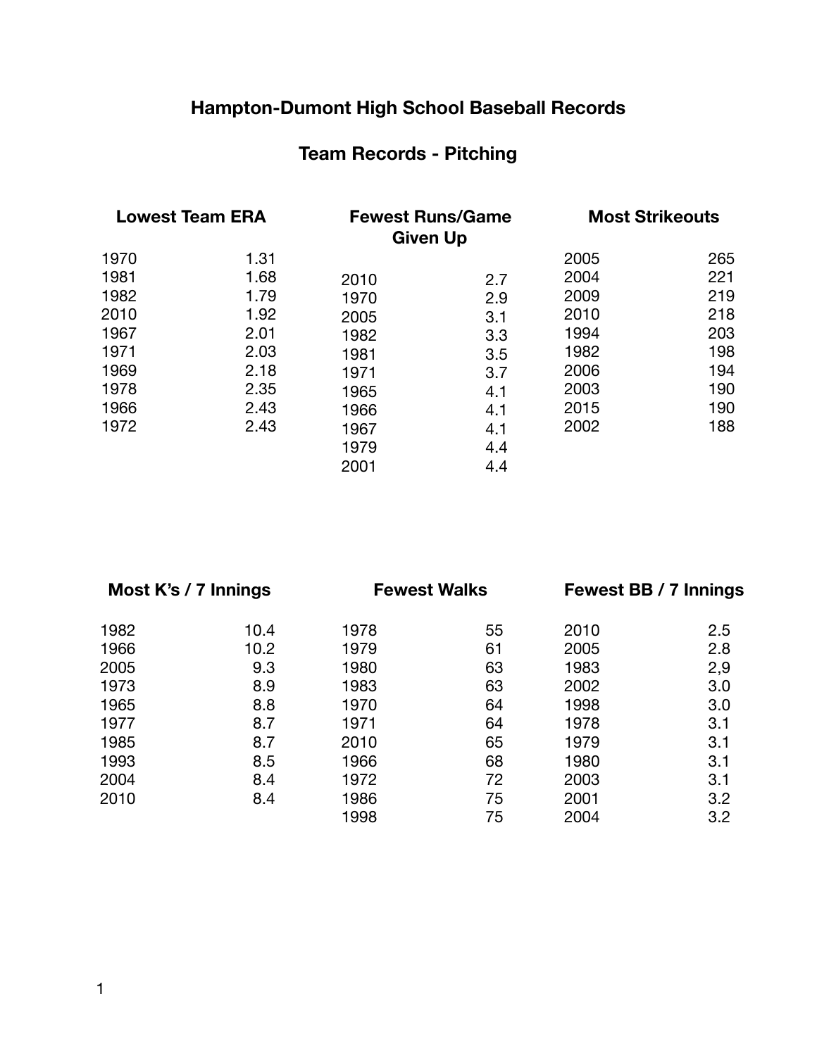# Hampton-Dumont High School Baseball Records

## Team Records - Pitching

### Lowest Team ERA

| | |
|---|---|
| 1970 | 1.31 |
| 1981 | 1.68 |
| 1982 | 1.79 |
| 2010 | 1.92 |
| 1967 | 2.01 |
| 1971 | 2.03 |
| 1969 | 2.18 |
| 1978 | 2.35 |
| 1966 | 2.43 |
| 1972 | 2.43 |

### Fewest Runs/Game Given Up

| | |
|---|---|
| 2010 | 2.7 |
| 1970 | 2.9 |
| 2005 | 3.1 |
| 1982 | 3.3 |
| 1981 | 3.5 |
| 1971 | 3.7 |
| 1965 | 4.1 |
| 1966 | 4.1 |
| 1967 | 4.1 |
| 1979 | 4.4 |
| 2001 | 4.4 |

### Most Strikeouts

| | |
|---|---|
| 2005 | 265 |
| 2004 | 221 |
| 2009 | 219 |
| 2010 | 218 |
| 1994 | 203 |
| 1982 | 198 |
| 2006 | 194 |
| 2003 | 190 |
| 2015 | 190 |
| 2002 | 188 |

### Most K's / 7 Innings

| | |
|---|---|
| 1982 | 10.4 |
| 1966 | 10.2 |
| 2005 | 9.3 |
| 1973 | 8.9 |
| 1965 | 8.8 |
| 1977 | 8.7 |
| 1985 | 8.7 |
| 1993 | 8.5 |
| 2004 | 8.4 |
| 2010 | 8.4 |

### Fewest Walks

| | |
|---|---|
| 1978 | 55 |
| 1979 | 61 |
| 1980 | 63 |
| 1983 | 63 |
| 1970 | 64 |
| 1971 | 64 |
| 2010 | 65 |
| 1966 | 68 |
| 1972 | 72 |
| 1986 | 75 |
| 1998 | 75 |

### Fewest BB / 7 Innings

| | |
|---|---|
| 2010 | 2.5 |
| 2005 | 2.8 |
| 1983 | 2,9 |
| 2002 | 3.0 |
| 1998 | 3.0 |
| 1978 | 3.1 |
| 1979 | 3.1 |
| 1980 | 3.1 |
| 2003 | 3.1 |
| 2001 | 3.2 |
| 2004 | 3.2 |